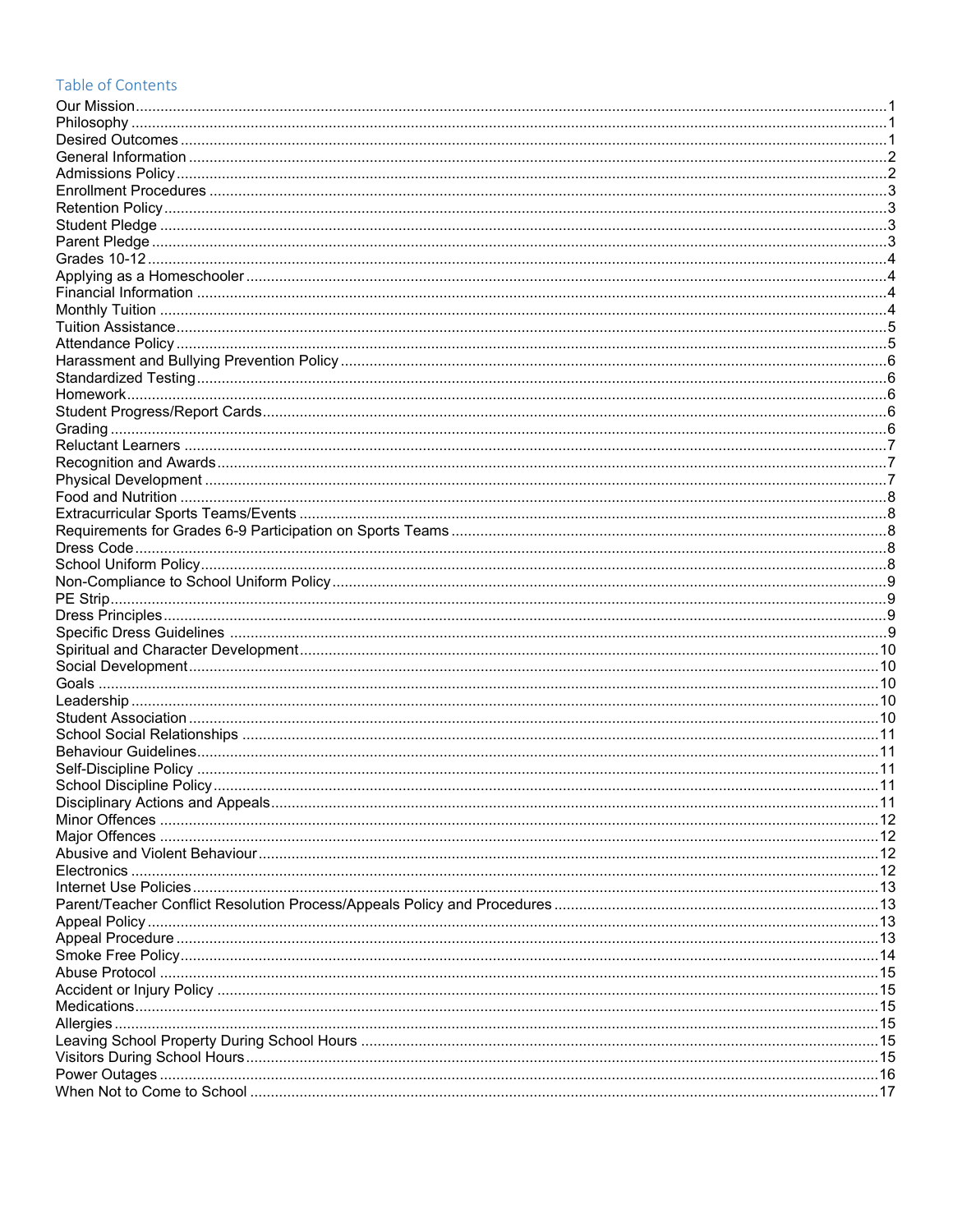## Table of Contents

Our Mission ..... 1
Philosophy ..... 1
Desired Outcomes ..... 1
General Information ..... 2
Admissions Policy ..... 2
Enrollment Procedures ..... 3
Retention Policy ..... 3
Student Pledge ..... 3
Parent Pledge ..... 3
Grades 10-12 ..... 4
Applying as a Homeschooler ..... 4
Financial Information ..... 4
Monthly Tuition ..... 4
Tuition Assistance ..... 5
Attendance Policy ..... 5
Harassment and Bullying Prevention Policy ..... 6
Standardized Testing ..... 6
Homework ..... 6
Student Progress/Report Cards ..... 6
Grading ..... 6
Reluctant Learners ..... 7
Recognition and Awards ..... 7
Physical Development ..... 7
Food and Nutrition ..... 8
Extracurricular Sports Teams/Events ..... 8
Requirements for Grades 6-9 Participation on Sports Teams ..... 8
Dress Code ..... 8
School Uniform Policy ..... 8
Non-Compliance to School Uniform Policy ..... 9
PE Strip ..... 9
Dress Principles ..... 9
Specific Dress Guidelines ..... 9
Spiritual and Character Development ..... 10
Social Development ..... 10
Goals ..... 10
Leadership ..... 10
Student Association ..... 10
School Social Relationships ..... 11
Behaviour Guidelines ..... 11
Self-Discipline Policy ..... 11
School Discipline Policy ..... 11
Disciplinary Actions and Appeals ..... 11
Minor Offences ..... 12
Major Offences ..... 12
Abusive and Violent Behaviour ..... 12
Electronics ..... 12
Internet Use Policies ..... 13
Parent/Teacher Conflict Resolution Process/Appeals Policy and Procedures ..... 13
Appeal Policy ..... 13
Appeal Procedure ..... 13
Smoke Free Policy ..... 14
Abuse Protocol ..... 15
Accident or Injury Policy ..... 15
Medications ..... 15
Allergies ..... 15
Leaving School Property During School Hours ..... 15
Visitors During School Hours ..... 15
Power Outages ..... 16
When Not to Come to School ..... 17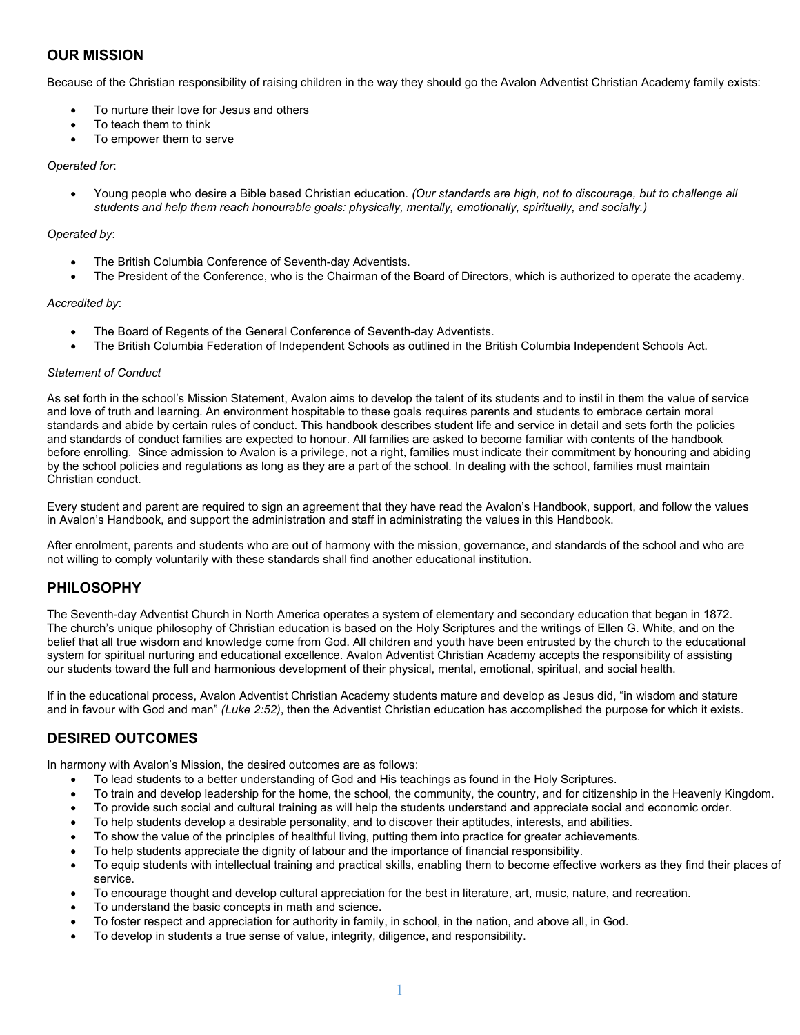## OUR MISSION

Because of the Christian responsibility of raising children in the way they should go the Avalon Adventist Christian Academy family exists:

- To nurture their love for Jesus and others
- To teach them to think
- To empower them to serve

*Operated for*:

- Young people who desire a Bible based Christian education*. (Our standards are high, not to discourage, but to challenge all students and help them reach honourable goals: physically, mentally, emotionally, spiritually, and socially.)*

*Operated by*:

- The British Columbia Conference of Seventh-day Adventists.
- The President of the Conference, who is the Chairman of the Board of Directors, which is authorized to operate the academy.

*Accredited by*:

- The Board of Regents of the General Conference of Seventh-day Adventists.
- The British Columbia Federation of Independent Schools as outlined in the British Columbia Independent Schools Act.

*Statement of Conduct*

As set forth in the school's Mission Statement, Avalon aims to develop the talent of its students and to instil in them the value of service and love of truth and learning. An environment hospitable to these goals requires parents and students to embrace certain moral standards and abide by certain rules of conduct. This handbook describes student life and service in detail and sets forth the policies and standards of conduct families are expected to honour. All families are asked to become familiar with contents of the handbook before enrolling. Since admission to Avalon is a privilege, not a right, families must indicate their commitment by honouring and abiding by the school policies and regulations as long as they are a part of the school. In dealing with the school, families must maintain Christian conduct.

Every student and parent are required to sign an agreement that they have read the Avalon's Handbook, support, and follow the values in Avalon's Handbook, and support the administration and staff in administrating the values in this Handbook.

After enrolment, parents and students who are out of harmony with the mission, governance, and standards of the school and who are not willing to comply voluntarily with these standards shall find another educational institution**.**

## PHILOSOPHY

The Seventh-day Adventist Church in North America operates a system of elementary and secondary education that began in 1872. The church's unique philosophy of Christian education is based on the Holy Scriptures and the writings of Ellen G. White, and on the belief that all true wisdom and knowledge come from God. All children and youth have been entrusted by the church to the educational system for spiritual nurturing and educational excellence. Avalon Adventist Christian Academy accepts the responsibility of assisting our students toward the full and harmonious development of their physical, mental, emotional, spiritual, and social health.

If in the educational process, Avalon Adventist Christian Academy students mature and develop as Jesus did, "in wisdom and stature and in favour with God and man" *(Luke 2:52)*, then the Adventist Christian education has accomplished the purpose for which it exists.

## DESIRED OUTCOMES

In harmony with Avalon's Mission, the desired outcomes are as follows:

- To lead students to a better understanding of God and His teachings as found in the Holy Scriptures.
- To train and develop leadership for the home, the school, the community, the country, and for citizenship in the Heavenly Kingdom.
- To provide such social and cultural training as will help the students understand and appreciate social and economic order.
- To help students develop a desirable personality, and to discover their aptitudes, interests, and abilities.
- To show the value of the principles of healthful living, putting them into practice for greater achievements.
- To help students appreciate the dignity of labour and the importance of financial responsibility.
- To equip students with intellectual training and practical skills, enabling them to become effective workers as they find their places of service.
- To encourage thought and develop cultural appreciation for the best in literature, art, music, nature, and recreation.
- To understand the basic concepts in math and science.
- To foster respect and appreciation for authority in family, in school, in the nation, and above all, in God.
- To develop in students a true sense of value, integrity, diligence, and responsibility.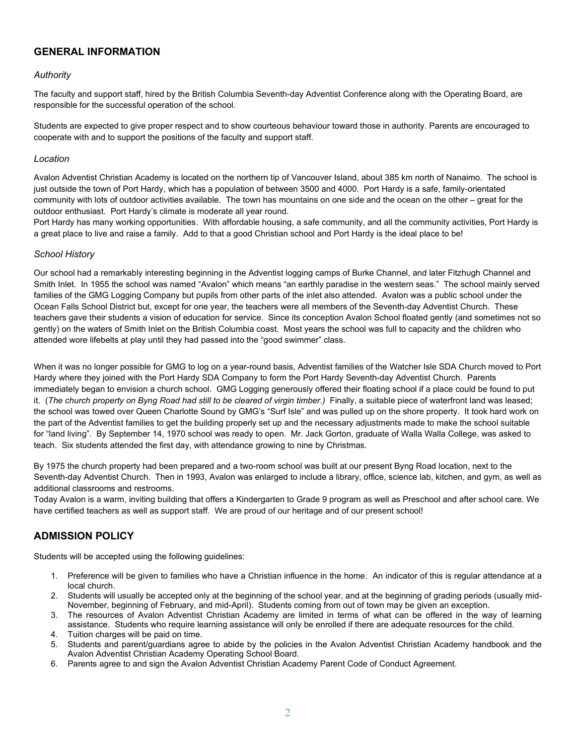## GENERAL INFORMATION

### *Authority*

The faculty and support staff, hired by the British Columbia Seventh-day Adventist Conference along with the Operating Board, are responsible for the successful operation of the school.

Students are expected to give proper respect and to show courteous behaviour toward those in authority. Parents are encouraged to cooperate with and to support the positions of the faculty and support staff.

### *Location*

Avalon Adventist Christian Academy is located on the northern tip of Vancouver Island, about 385 km north of Nanaimo. The school is just outside the town of Port Hardy, which has a population of between 3500 and 4000. Port Hardy is a safe, family-orientated community with lots of outdoor activities available. The town has mountains on one side and the ocean on the other – great for the outdoor enthusiast. Port Hardy's climate is moderate all year round.
Port Hardy has many working opportunities. With affordable housing, a safe community, and all the community activities, Port Hardy is a great place to live and raise a family. Add to that a good Christian school and Port Hardy is the ideal place to be!

### *School History*

Our school had a remarkably interesting beginning in the Adventist logging camps of Burke Channel, and later Fitzhugh Channel and Smith Inlet. In 1955 the school was named "Avalon" which means "an earthly paradise in the western seas." The school mainly served families of the GMG Logging Company but pupils from other parts of the inlet also attended. Avalon was a public school under the Ocean Falls School District but, except for one year, the teachers were all members of the Seventh-day Adventist Church. These teachers gave their students a vision of education for service. Since its conception Avalon School floated gently (and sometimes not so gently) on the waters of Smith Inlet on the British Columbia coast. Most years the school was full to capacity and the children who attended wore lifebelts at play until they had passed into the "good swimmer" class.

When it was no longer possible for GMG to log on a year-round basis, Adventist families of the Watcher Isle SDA Church moved to Port Hardy where they joined with the Port Hardy SDA Company to form the Port Hardy Seventh-day Adventist Church. Parents immediately began to envision a church school. GMG Logging generously offered their floating school if a place could be found to put it. (*The church property on Byng Road had still to be cleared of virgin timber.)* Finally, a suitable piece of waterfront land was leased; the school was towed over Queen Charlotte Sound by GMG's "Surf Isle" and was pulled up on the shore property. It took hard work on the part of the Adventist families to get the building properly set up and the necessary adjustments made to make the school suitable for "land living". By September 14, 1970 school was ready to open. Mr. Jack Gorton, graduate of Walla Walla College, was asked to teach. Six students attended the first day, with attendance growing to nine by Christmas.

By 1975 the church property had been prepared and a two-room school was built at our present Byng Road location, next to the Seventh-day Adventist Church. Then in 1993, Avalon was enlarged to include a library, office, science lab, kitchen, and gym, as well as additional classrooms and restrooms.
Today Avalon is a warm, inviting building that offers a Kindergarten to Grade 9 program as well as Preschool and after school care. We have certified teachers as well as support staff. We are proud of our heritage and of our present school!

## ADMISSION POLICY

Students will be accepted using the following guidelines:

1. Preference will be given to families who have a Christian influence in the home. An indicator of this is regular attendance at a local church.
2. Students will usually be accepted only at the beginning of the school year, and at the beginning of grading periods (usually mid-November, beginning of February, and mid-April). Students coming from out of town may be given an exception.
3. The resources of Avalon Adventist Christian Academy are limited in terms of what can be offered in the way of learning assistance. Students who require learning assistance will only be enrolled if there are adequate resources for the child.
4. Tuition charges will be paid on time.
5. Students and parent/guardians agree to abide by the policies in the Avalon Adventist Christian Academy handbook and the Avalon Adventist Christian Academy Operating School Board.
6. Parents agree to and sign the Avalon Adventist Christian Academy Parent Code of Conduct Agreement.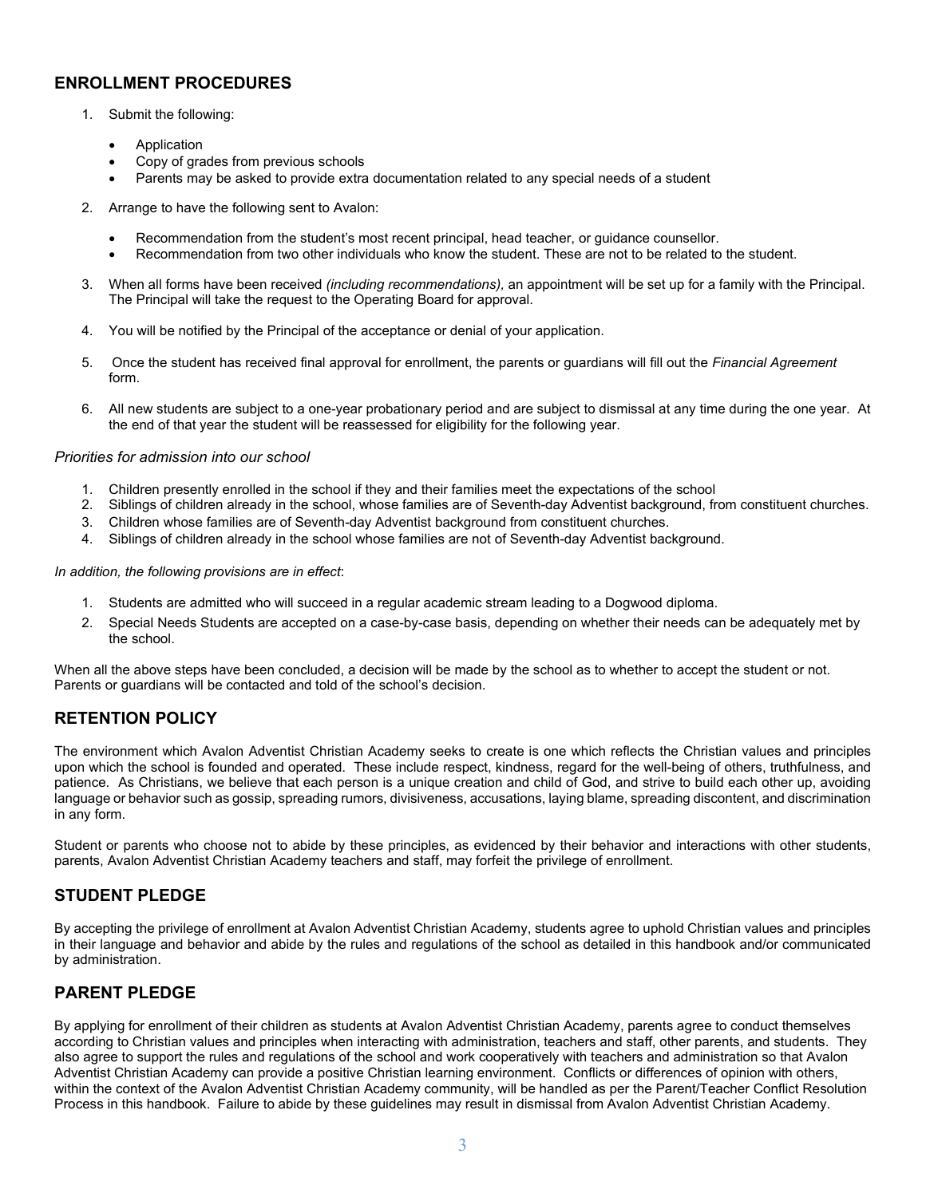## ENROLLMENT PROCEDURES

1. Submit the following:

    - Application
    - Copy of grades from previous schools
    - Parents may be asked to provide extra documentation related to any special needs of a student

2. Arrange to have the following sent to Avalon:

    - Recommendation from the student's most recent principal, head teacher, or guidance counsellor.
    - Recommendation from two other individuals who know the student. These are not to be related to the student.

3. When all forms have been received *(including recommendations),* an appointment will be set up for a family with the Principal. The Principal will take the request to the Operating Board for approval.

4. You will be notified by the Principal of the acceptance or denial of your application.

5. Once the student has received final approval for enrollment, the parents or guardians will fill out the *Financial Agreement* form.

6. All new students are subject to a one-year probationary period and are subject to dismissal at any time during the one year. At the end of that year the student will be reassessed for eligibility for the following year.

*Priorities for admission into our school*

1. Children presently enrolled in the school if they and their families meet the expectations of the school
2. Siblings of children already in the school, whose families are of Seventh-day Adventist background, from constituent churches.
3. Children whose families are of Seventh-day Adventist background from constituent churches.
4. Siblings of children already in the school whose families are not of Seventh-day Adventist background.

*In addition, the following provisions are in effect*:

1. Students are admitted who will succeed in a regular academic stream leading to a Dogwood diploma.
2. Special Needs Students are accepted on a case-by-case basis, depending on whether their needs can be adequately met by the school.

When all the above steps have been concluded, a decision will be made by the school as to whether to accept the student or not. Parents or guardians will be contacted and told of the school's decision.

## RETENTION POLICY

The environment which Avalon Adventist Christian Academy seeks to create is one which reflects the Christian values and principles upon which the school is founded and operated. These include respect, kindness, regard for the well-being of others, truthfulness, and patience. As Christians, we believe that each person is a unique creation and child of God, and strive to build each other up, avoiding language or behavior such as gossip, spreading rumors, divisiveness, accusations, laying blame, spreading discontent, and discrimination in any form.

Student or parents who choose not to abide by these principles, as evidenced by their behavior and interactions with other students, parents, Avalon Adventist Christian Academy teachers and staff, may forfeit the privilege of enrollment.

## STUDENT PLEDGE

By accepting the privilege of enrollment at Avalon Adventist Christian Academy, students agree to uphold Christian values and principles in their language and behavior and abide by the rules and regulations of the school as detailed in this handbook and/or communicated by administration.

## PARENT PLEDGE

By applying for enrollment of their children as students at Avalon Adventist Christian Academy, parents agree to conduct themselves according to Christian values and principles when interacting with administration, teachers and staff, other parents, and students. They also agree to support the rules and regulations of the school and work cooperatively with teachers and administration so that Avalon Adventist Christian Academy can provide a positive Christian learning environment. Conflicts or differences of opinion with others, within the context of the Avalon Adventist Christian Academy community, will be handled as per the Parent/Teacher Conflict Resolution Process in this handbook. Failure to abide by these guidelines may result in dismissal from Avalon Adventist Christian Academy.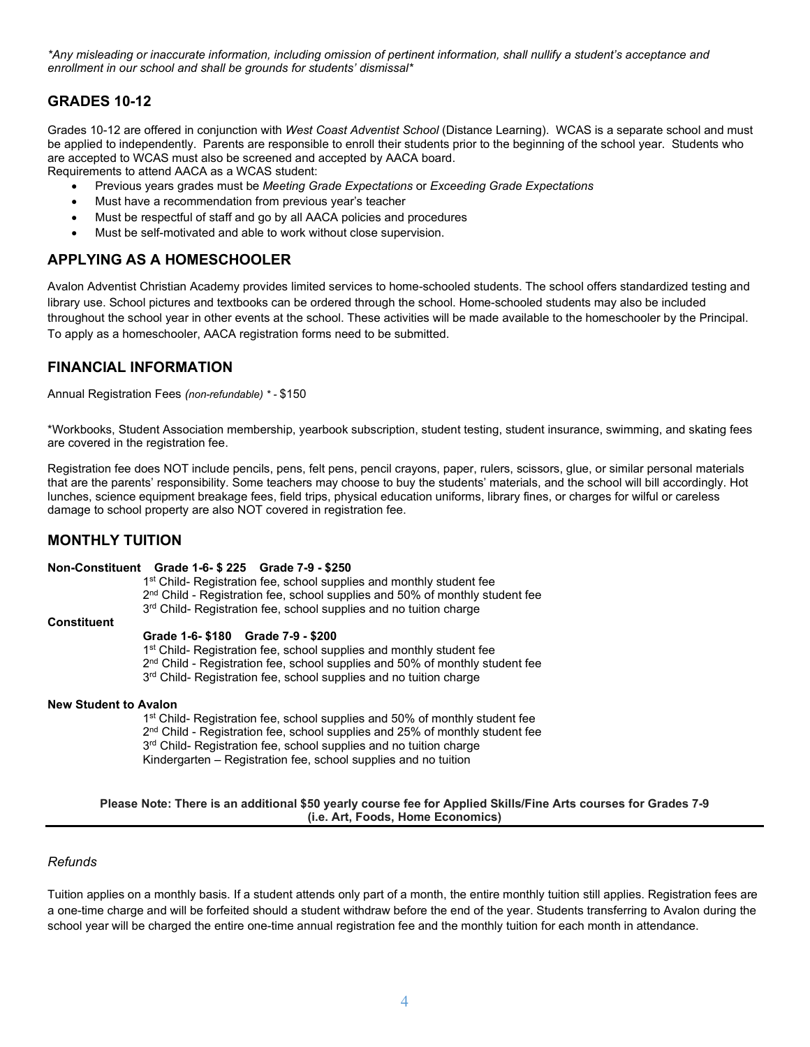*\*Any misleading or inaccurate information, including omission of pertinent information, shall nullify a student's acceptance and enrollment in our school and shall be grounds for students' dismissal\**

## GRADES 10-12

Grades 10-12 are offered in conjunction with *West Coast Adventist School* (Distance Learning). WCAS is a separate school and must be applied to independently. Parents are responsible to enroll their students prior to the beginning of the school year. Students who are accepted to WCAS must also be screened and accepted by AACA board.

Requirements to attend AACA as a WCAS student:

- Previous years grades must be *Meeting Grade Expectations* or *Exceeding Grade Expectations*
- Must have a recommendation from previous year's teacher
- Must be respectful of staff and go by all AACA policies and procedures
- Must be self-motivated and able to work without close supervision.

## APPLYING AS A HOMESCHOOLER

Avalon Adventist Christian Academy provides limited services to home-schooled students. The school offers standardized testing and library use. School pictures and textbooks can be ordered through the school. Home-schooled students may also be included throughout the school year in other events at the school. These activities will be made available to the homeschooler by the Principal. To apply as a homeschooler, AACA registration forms need to be submitted.

## FINANCIAL INFORMATION

Annual Registration Fees *(non-refundable) \** - $150

\*Workbooks, Student Association membership, yearbook subscription, student testing, student insurance, swimming, and skating fees are covered in the registration fee.

Registration fee does NOT include pencils, pens, felt pens, pencil crayons, paper, rulers, scissors, glue, or similar personal materials that are the parents' responsibility. Some teachers may choose to buy the students' materials, and the school will bill accordingly. Hot lunches, science equipment breakage fees, field trips, physical education uniforms, library fines, or charges for wilful or careless damage to school property are also NOT covered in registration fee.

## MONTHLY TUITION

**Non-Constituent Grade 1-6- $ 225 Grade 7-9 - $250**

1st Child- Registration fee, school supplies and monthly student fee
2nd Child - Registration fee, school supplies and 50% of monthly student fee
3rd Child- Registration fee, school supplies and no tuition charge

**Constituent**

**Grade 1-6- $180 Grade 7-9 - $200**

1st Child- Registration fee, school supplies and monthly student fee
2nd Child - Registration fee, school supplies and 50% of monthly student fee
3rd Child- Registration fee, school supplies and no tuition charge

**New Student to Avalon**

1st Child- Registration fee, school supplies and 50% of monthly student fee
2nd Child - Registration fee, school supplies and 25% of monthly student fee
3rd Child- Registration fee, school supplies and no tuition charge
Kindergarten – Registration fee, school supplies and no tuition

**Please Note: There is an additional $50 yearly course fee for Applied Skills/Fine Arts courses for Grades 7-9 (i.e. Art, Foods, Home Economics)**

---

### *Refunds*

Tuition applies on a monthly basis. If a student attends only part of a month, the entire monthly tuition still applies. Registration fees are a one-time charge and will be forfeited should a student withdraw before the end of the year. Students transferring to Avalon during the school year will be charged the entire one-time annual registration fee and the monthly tuition for each month in attendance.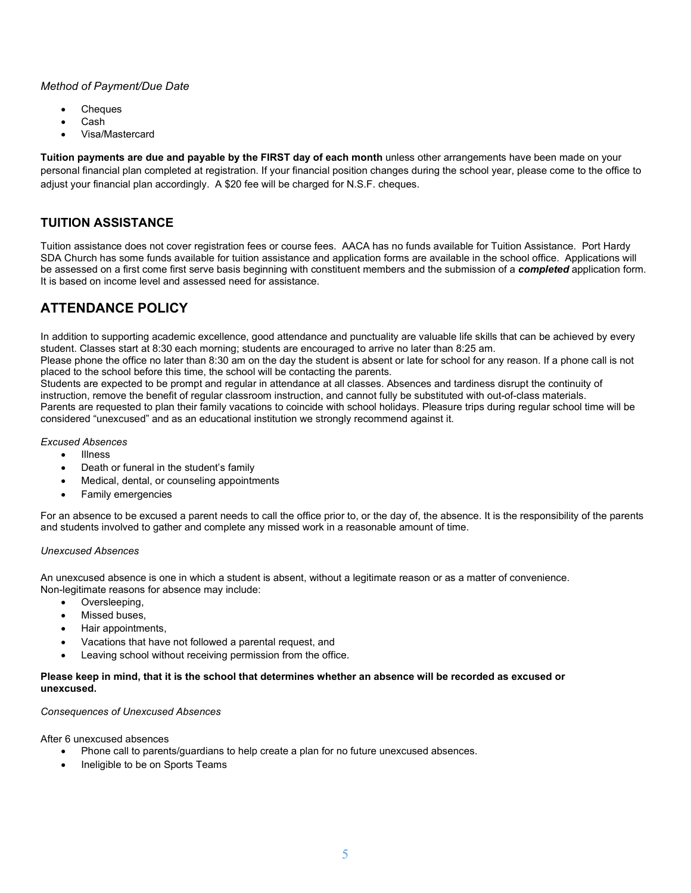*Method of Payment/Due Date*

- Cheques
- Cash
- Visa/Mastercard

**Tuition payments are due and payable by the FIRST day of each month** unless other arrangements have been made on your personal financial plan completed at registration. If your financial position changes during the school year, please come to the office to adjust your financial plan accordingly. A $20 fee will be charged for N.S.F. cheques.

## TUITION ASSISTANCE

Tuition assistance does not cover registration fees or course fees. AACA has no funds available for Tuition Assistance. Port Hardy SDA Church has some funds available for tuition assistance and application forms are available in the school office. Applications will be assessed on a first come first serve basis beginning with constituent members and the submission of a ***completed*** application form. It is based on income level and assessed need for assistance.

## ATTENDANCE POLICY

In addition to supporting academic excellence, good attendance and punctuality are valuable life skills that can be achieved by every student. Classes start at 8:30 each morning; students are encouraged to arrive no later than 8:25 am.

Please phone the office no later than 8:30 am on the day the student is absent or late for school for any reason. If a phone call is not placed to the school before this time, the school will be contacting the parents.

Students are expected to be prompt and regular in attendance at all classes. Absences and tardiness disrupt the continuity of instruction, remove the benefit of regular classroom instruction, and cannot fully be substituted with out-of-class materials.

Parents are requested to plan their family vacations to coincide with school holidays. Pleasure trips during regular school time will be considered "unexcused" and as an educational institution we strongly recommend against it.

*Excused Absences*

- Illness
- Death or funeral in the student's family
- Medical, dental, or counseling appointments
- Family emergencies

For an absence to be excused a parent needs to call the office prior to, or the day of, the absence. It is the responsibility of the parents and students involved to gather and complete any missed work in a reasonable amount of time.

*Unexcused Absences*

An unexcused absence is one in which a student is absent, without a legitimate reason or as a matter of convenience.
Non-legitimate reasons for absence may include:

- Oversleeping,
- Missed buses,
- Hair appointments,
- Vacations that have not followed a parental request, and
- Leaving school without receiving permission from the office.

**Please keep in mind, that it is the school that determines whether an absence will be recorded as excused or unexcused.**

*Consequences of Unexcused Absences*

After 6 unexcused absences

- Phone call to parents/guardians to help create a plan for no future unexcused absences.
- Ineligible to be on Sports Teams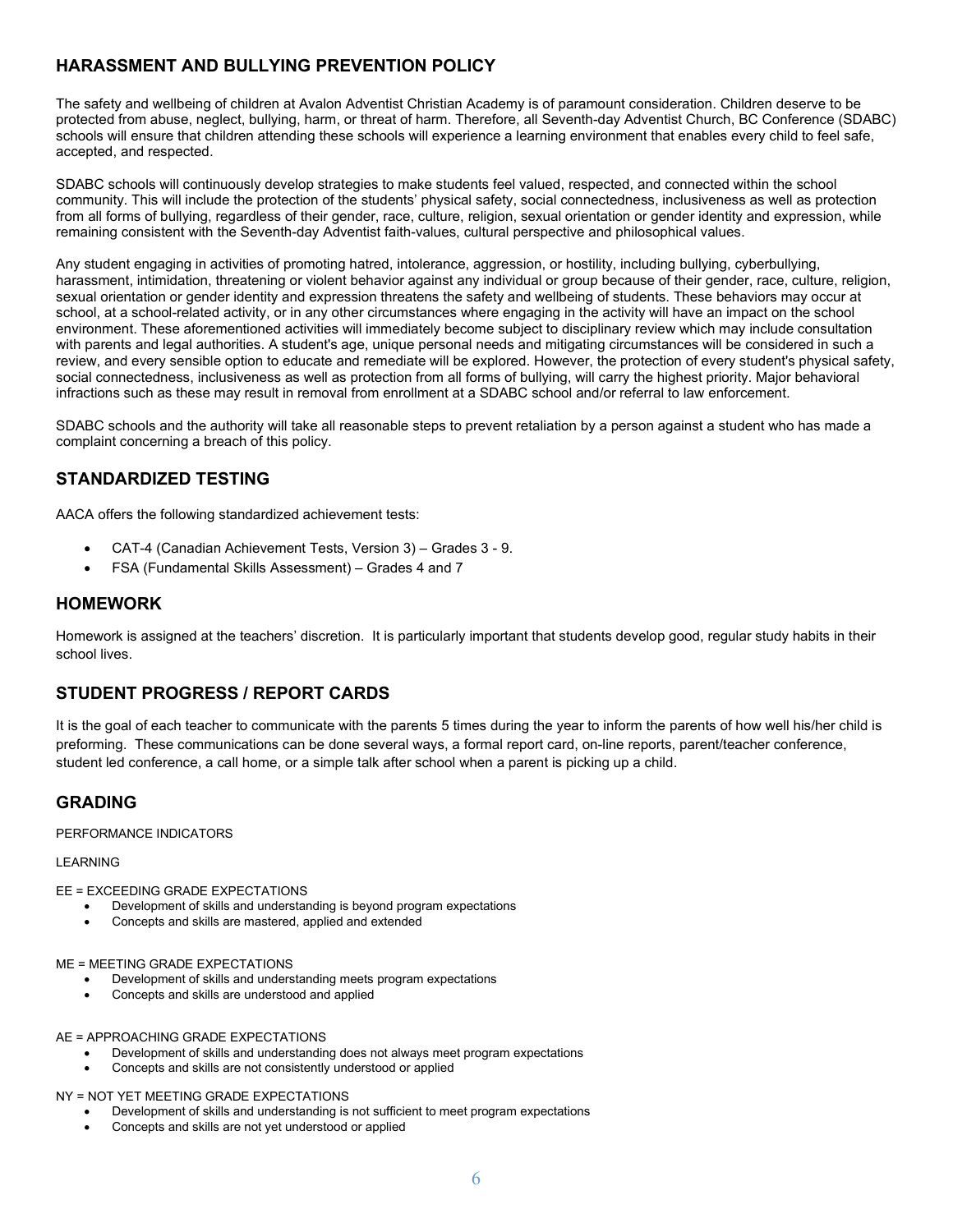## HARASSMENT AND BULLYING PREVENTION POLICY

The safety and wellbeing of children at Avalon Adventist Christian Academy is of paramount consideration. Children deserve to be protected from abuse, neglect, bullying, harm, or threat of harm. Therefore, all Seventh-day Adventist Church, BC Conference (SDABC) schools will ensure that children attending these schools will experience a learning environment that enables every child to feel safe, accepted, and respected.

SDABC schools will continuously develop strategies to make students feel valued, respected, and connected within the school community. This will include the protection of the students' physical safety, social connectedness, inclusiveness as well as protection from all forms of bullying, regardless of their gender, race, culture, religion, sexual orientation or gender identity and expression, while remaining consistent with the Seventh-day Adventist faith-values, cultural perspective and philosophical values.

Any student engaging in activities of promoting hatred, intolerance, aggression, or hostility, including bullying, cyberbullying, harassment, intimidation, threatening or violent behavior against any individual or group because of their gender, race, culture, religion, sexual orientation or gender identity and expression threatens the safety and wellbeing of students. These behaviors may occur at school, at a school-related activity, or in any other circumstances where engaging in the activity will have an impact on the school environment. These aforementioned activities will immediately become subject to disciplinary review which may include consultation with parents and legal authorities. A student's age, unique personal needs and mitigating circumstances will be considered in such a review, and every sensible option to educate and remediate will be explored. However, the protection of every student's physical safety, social connectedness, inclusiveness as well as protection from all forms of bullying, will carry the highest priority. Major behavioral infractions such as these may result in removal from enrollment at a SDABC school and/or referral to law enforcement.

SDABC schools and the authority will take all reasonable steps to prevent retaliation by a person against a student who has made a complaint concerning a breach of this policy.

## STANDARDIZED TESTING

AACA offers the following standardized achievement tests:

- CAT-4 (Canadian Achievement Tests, Version 3) – Grades 3 - 9.
- FSA (Fundamental Skills Assessment) – Grades 4 and 7

## HOMEWORK

Homework is assigned at the teachers' discretion. It is particularly important that students develop good, regular study habits in their school lives.

## STUDENT PROGRESS / REPORT CARDS

It is the goal of each teacher to communicate with the parents 5 times during the year to inform the parents of how well his/her child is preforming. These communications can be done several ways, a formal report card, on-line reports, parent/teacher conference, student led conference, a call home, or a simple talk after school when a parent is picking up a child.

## GRADING

PERFORMANCE INDICATORS

LEARNING

EE = EXCEEDING GRADE EXPECTATIONS
- Development of skills and understanding is beyond program expectations
- Concepts and skills are mastered, applied and extended

ME = MEETING GRADE EXPECTATIONS
- Development of skills and understanding meets program expectations
- Concepts and skills are understood and applied

AE = APPROACHING GRADE EXPECTATIONS
- Development of skills and understanding does not always meet program expectations
- Concepts and skills are not consistently understood or applied

NY = NOT YET MEETING GRADE EXPECTATIONS
- Development of skills and understanding is not sufficient to meet program expectations
- Concepts and skills are not yet understood or applied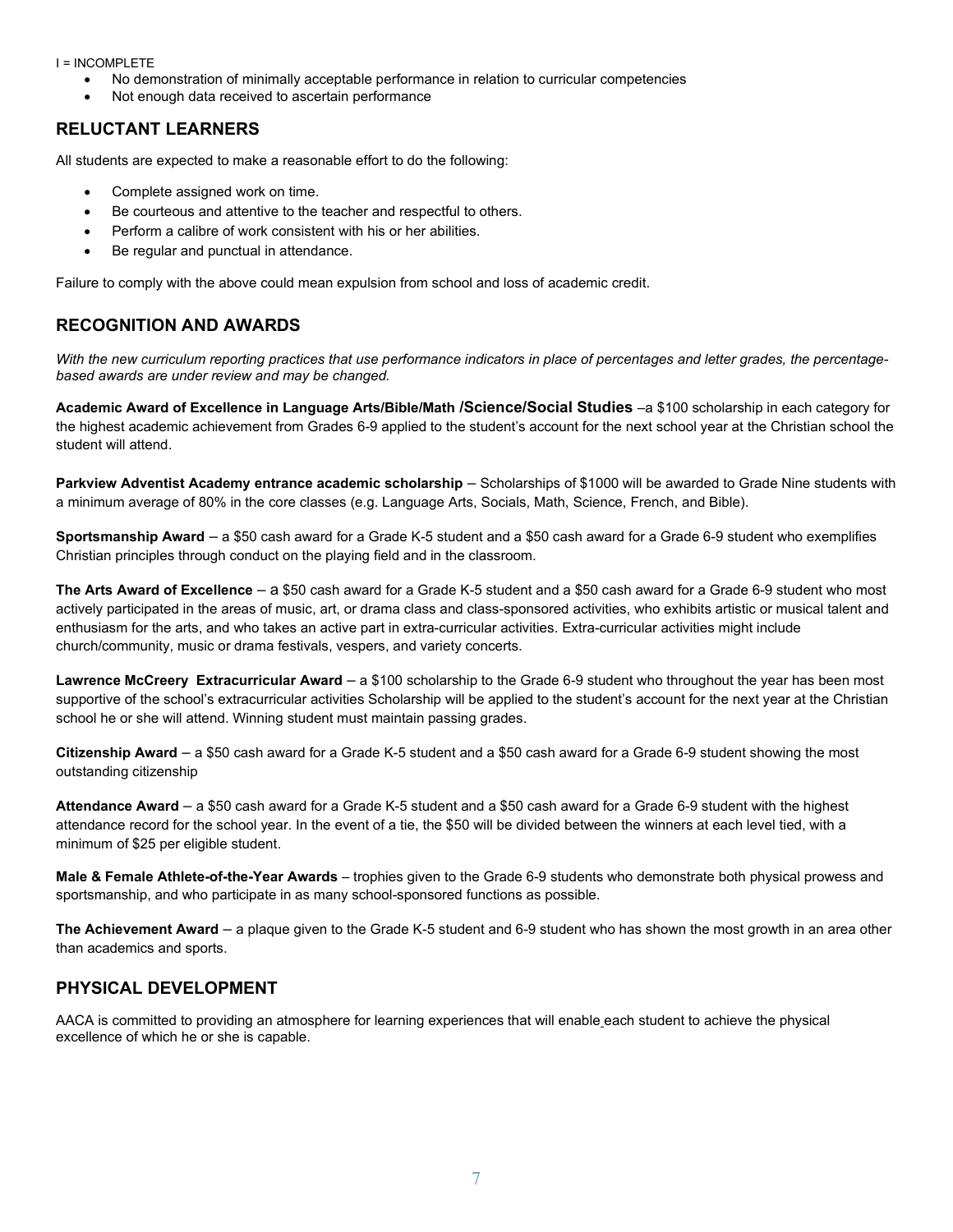I = INCOMPLETE

- No demonstration of minimally acceptable performance in relation to curricular competencies
- Not enough data received to ascertain performance

## RELUCTANT LEARNERS

All students are expected to make a reasonable effort to do the following:

- Complete assigned work on time.
- Be courteous and attentive to the teacher and respectful to others.
- Perform a calibre of work consistent with his or her abilities.
- Be regular and punctual in attendance.

Failure to comply with the above could mean expulsion from school and loss of academic credit.

## RECOGNITION AND AWARDS

*With the new curriculum reporting practices that use performance indicators in place of percentages and letter grades, the percentage-based awards are under review and may be changed.*

**Academic Award of Excellence in Language Arts/Bible/Math /Science/Social Studies** –a $100 scholarship in each category for the highest academic achievement from Grades 6-9 applied to the student's account for the next school year at the Christian school the student will attend.

**Parkview Adventist Academy entrance academic scholarship** – Scholarships of $1000 will be awarded to Grade Nine students with a minimum average of 80% in the core classes (e.g. Language Arts, Socials, Math, Science, French, and Bible).

**Sportsmanship Award** – a $50 cash award for a Grade K-5 student and a $50 cash award for a Grade 6-9 student who exemplifies Christian principles through conduct on the playing field and in the classroom.

**The Arts Award of Excellence** – a $50 cash award for a Grade K-5 student and a $50 cash award for a Grade 6-9 student who most actively participated in the areas of music, art, or drama class and class-sponsored activities, who exhibits artistic or musical talent and enthusiasm for the arts, and who takes an active part in extra-curricular activities. Extra-curricular activities might include church/community, music or drama festivals, vespers, and variety concerts.

**Lawrence McCreery Extracurricular Award** – a $100 scholarship to the Grade 6-9 student who throughout the year has been most supportive of the school's extracurricular activities Scholarship will be applied to the student's account for the next year at the Christian school he or she will attend. Winning student must maintain passing grades.

**Citizenship Award** – a $50 cash award for a Grade K-5 student and a $50 cash award for a Grade 6-9 student showing the most outstanding citizenship

**Attendance Award** – a $50 cash award for a Grade K-5 student and a $50 cash award for a Grade 6-9 student with the highest attendance record for the school year. In the event of a tie, the $50 will be divided between the winners at each level tied, with a minimum of $25 per eligible student.

**Male & Female Athlete-of-the-Year Awards** – trophies given to the Grade 6-9 students who demonstrate both physical prowess and sportsmanship, and who participate in as many school-sponsored functions as possible.

**The Achievement Award** – a plaque given to the Grade K-5 student and 6-9 student who has shown the most growth in an area other than academics and sports.

## PHYSICAL DEVELOPMENT

AACA is committed to providing an atmosphere for learning experiences that will enable each student to achieve the physical excellence of which he or she is capable.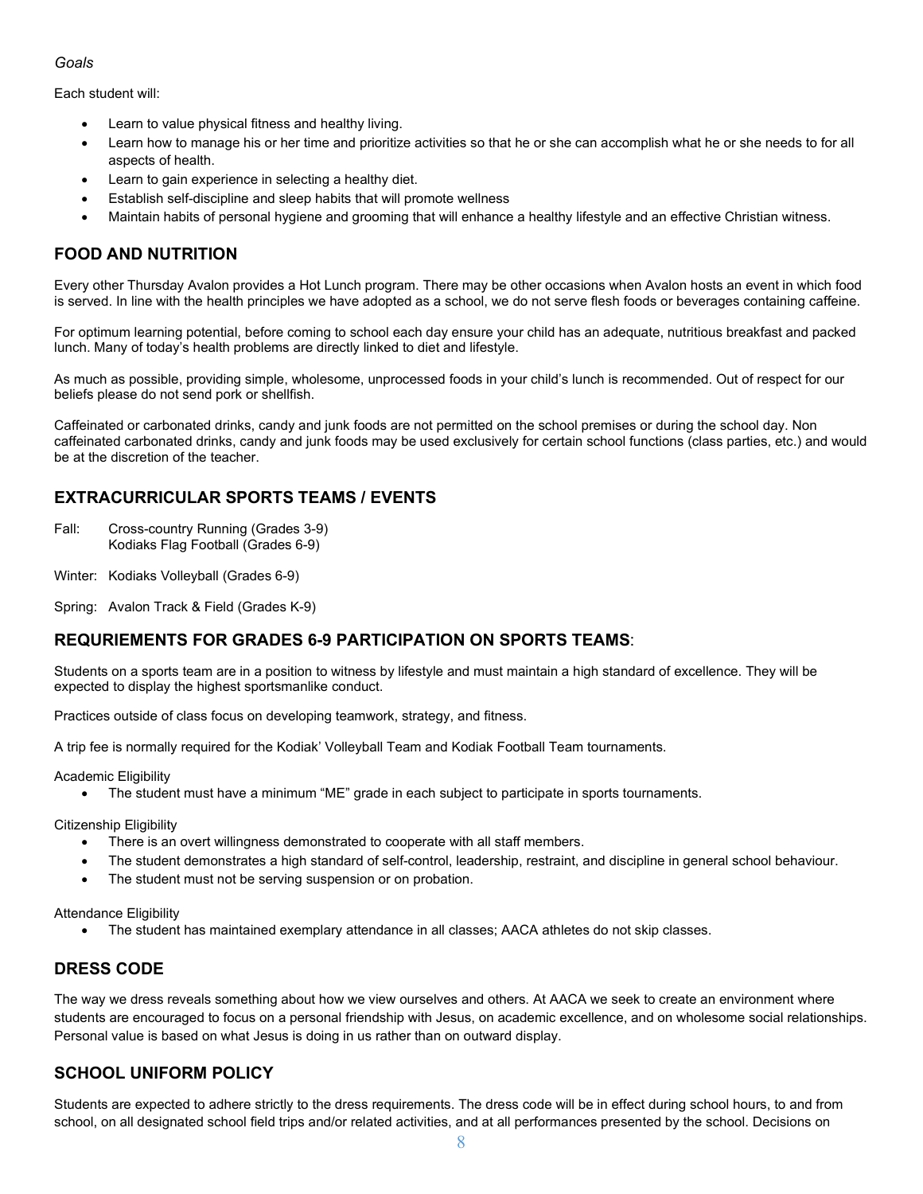*Goals*

Each student will:

- Learn to value physical fitness and healthy living.
- Learn how to manage his or her time and prioritize activities so that he or she can accomplish what he or she needs to for all aspects of health.
- Learn to gain experience in selecting a healthy diet.
- Establish self-discipline and sleep habits that will promote wellness
- Maintain habits of personal hygiene and grooming that will enhance a healthy lifestyle and an effective Christian witness.

## FOOD AND NUTRITION

Every other Thursday Avalon provides a Hot Lunch program. There may be other occasions when Avalon hosts an event in which food is served. In line with the health principles we have adopted as a school, we do not serve flesh foods or beverages containing caffeine.

For optimum learning potential, before coming to school each day ensure your child has an adequate, nutritious breakfast and packed lunch. Many of today's health problems are directly linked to diet and lifestyle.

As much as possible, providing simple, wholesome, unprocessed foods in your child's lunch is recommended. Out of respect for our beliefs please do not send pork or shellfish.

Caffeinated or carbonated drinks, candy and junk foods are not permitted on the school premises or during the school day. Non caffeinated carbonated drinks, candy and junk foods may be used exclusively for certain school functions (class parties, etc.) and would be at the discretion of the teacher.

## EXTRACURRICULAR SPORTS TEAMS / EVENTS

Fall: Cross-country Running (Grades 3-9)
Kodiaks Flag Football (Grades 6-9)

Winter: Kodiaks Volleyball (Grades 6-9)

Spring: Avalon Track & Field (Grades K-9)

## REQURIEMENTS FOR GRADES 6-9 PARTICIPATION ON SPORTS TEAMS:

Students on a sports team are in a position to witness by lifestyle and must maintain a high standard of excellence. They will be expected to display the highest sportsmanlike conduct.

Practices outside of class focus on developing teamwork, strategy, and fitness.

A trip fee is normally required for the Kodiak' Volleyball Team and Kodiak Football Team tournaments.

Academic Eligibility

- The student must have a minimum "ME" grade in each subject to participate in sports tournaments.

Citizenship Eligibility

- There is an overt willingness demonstrated to cooperate with all staff members.
- The student demonstrates a high standard of self-control, leadership, restraint, and discipline in general school behaviour.
- The student must not be serving suspension or on probation.

Attendance Eligibility

- The student has maintained exemplary attendance in all classes; AACA athletes do not skip classes.

## DRESS CODE

The way we dress reveals something about how we view ourselves and others. At AACA we seek to create an environment where students are encouraged to focus on a personal friendship with Jesus, on academic excellence, and on wholesome social relationships. Personal value is based on what Jesus is doing in us rather than on outward display.

## SCHOOL UNIFORM POLICY

Students are expected to adhere strictly to the dress requirements. The dress code will be in effect during school hours, to and from school, on all designated school field trips and/or related activities, and at all performances presented by the school. Decisions on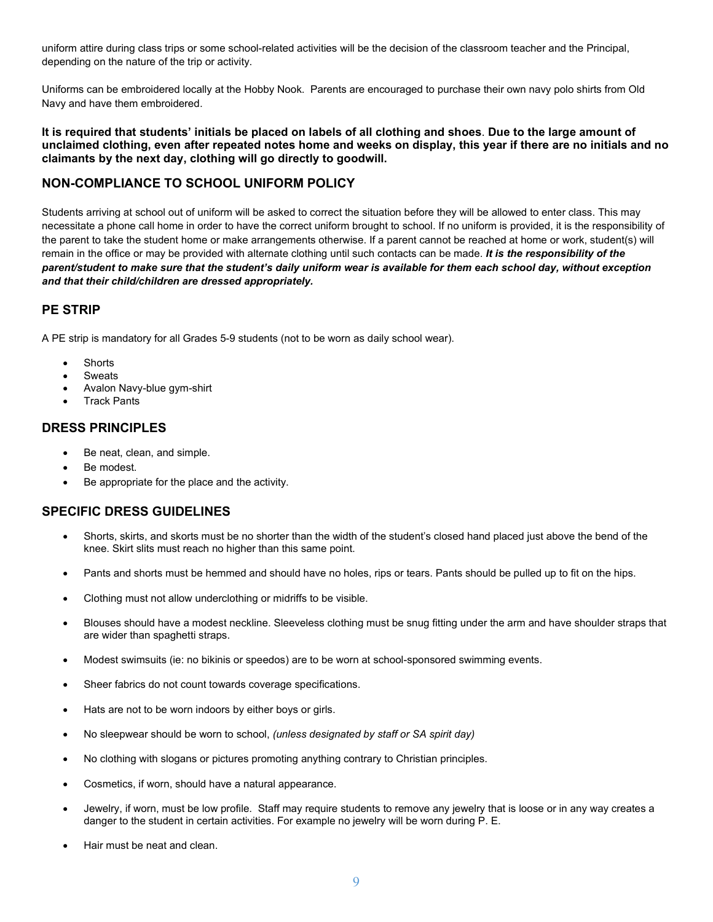uniform attire during class trips or some school-related activities will be the decision of the classroom teacher and the Principal, depending on the nature of the trip or activity.

Uniforms can be embroidered locally at the Hobby Nook. Parents are encouraged to purchase their own navy polo shirts from Old Navy and have them embroidered.

**It is required that students' initials be placed on labels of all clothing and shoes. Due to the large amount of unclaimed clothing, even after repeated notes home and weeks on display, this year if there are no initials and no claimants by the next day, clothing will go directly to goodwill.**

## NON-COMPLIANCE TO SCHOOL UNIFORM POLICY

Students arriving at school out of uniform will be asked to correct the situation before they will be allowed to enter class. This may necessitate a phone call home in order to have the correct uniform brought to school. If no uniform is provided, it is the responsibility of the parent to take the student home or make arrangements otherwise. If a parent cannot be reached at home or work, student(s) will remain in the office or may be provided with alternate clothing until such contacts can be made. ***It is the responsibility of the parent/student to make sure that the student's daily uniform wear is available for them each school day, without exception and that their child/children are dressed appropriately.***

## PE STRIP

A PE strip is mandatory for all Grades 5-9 students (not to be worn as daily school wear).

- Shorts
- Sweats
- Avalon Navy-blue gym-shirt
- Track Pants

## DRESS PRINCIPLES

- Be neat, clean, and simple.
- Be modest.
- Be appropriate for the place and the activity.

## SPECIFIC DRESS GUIDELINES

- Shorts, skirts, and skorts must be no shorter than the width of the student's closed hand placed just above the bend of the knee. Skirt slits must reach no higher than this same point.
- Pants and shorts must be hemmed and should have no holes, rips or tears. Pants should be pulled up to fit on the hips.
- Clothing must not allow underclothing or midriffs to be visible.
- Blouses should have a modest neckline. Sleeveless clothing must be snug fitting under the arm and have shoulder straps that are wider than spaghetti straps.
- Modest swimsuits (ie: no bikinis or speedos) are to be worn at school-sponsored swimming events.
- Sheer fabrics do not count towards coverage specifications.
- Hats are not to be worn indoors by either boys or girls.
- No sleepwear should be worn to school, *(unless designated by staff or SA spirit day)*
- No clothing with slogans or pictures promoting anything contrary to Christian principles.
- Cosmetics, if worn, should have a natural appearance.
- Jewelry, if worn, must be low profile. Staff may require students to remove any jewelry that is loose or in any way creates a danger to the student in certain activities. For example no jewelry will be worn during P. E.
- Hair must be neat and clean.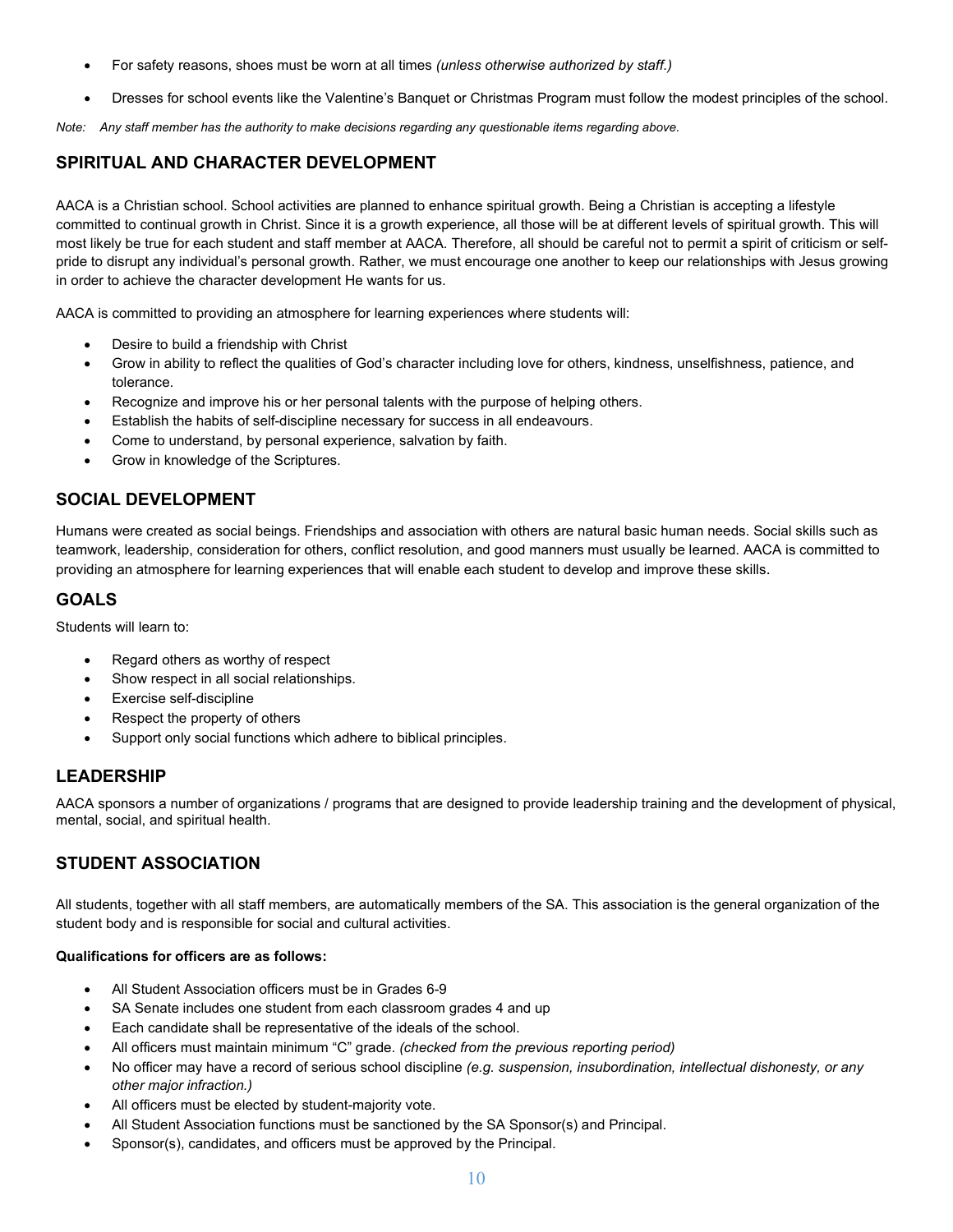- For safety reasons, shoes must be worn at all times *(unless otherwise authorized by staff.)*
- Dresses for school events like the Valentine's Banquet or Christmas Program must follow the modest principles of the school.

*Note: Any staff member has the authority to make decisions regarding any questionable items regarding above.*

## SPIRITUAL AND CHARACTER DEVELOPMENT

AACA is a Christian school. School activities are planned to enhance spiritual growth. Being a Christian is accepting a lifestyle committed to continual growth in Christ. Since it is a growth experience, all those will be at different levels of spiritual growth. This will most likely be true for each student and staff member at AACA. Therefore, all should be careful not to permit a spirit of criticism or self-pride to disrupt any individual's personal growth. Rather, we must encourage one another to keep our relationships with Jesus growing in order to achieve the character development He wants for us.

AACA is committed to providing an atmosphere for learning experiences where students will:

- Desire to build a friendship with Christ
- Grow in ability to reflect the qualities of God's character including love for others, kindness, unselfishness, patience, and tolerance.
- Recognize and improve his or her personal talents with the purpose of helping others.
- Establish the habits of self-discipline necessary for success in all endeavours.
- Come to understand, by personal experience, salvation by faith.
- Grow in knowledge of the Scriptures.

## SOCIAL DEVELOPMENT

Humans were created as social beings. Friendships and association with others are natural basic human needs. Social skills such as teamwork, leadership, consideration for others, conflict resolution, and good manners must usually be learned. AACA is committed to providing an atmosphere for learning experiences that will enable each student to develop and improve these skills.

## GOALS

Students will learn to:

- Regard others as worthy of respect
- Show respect in all social relationships.
- Exercise self-discipline
- Respect the property of others
- Support only social functions which adhere to biblical principles.

## LEADERSHIP

AACA sponsors a number of organizations / programs that are designed to provide leadership training and the development of physical, mental, social, and spiritual health.

## STUDENT ASSOCIATION

All students, together with all staff members, are automatically members of the SA. This association is the general organization of the student body and is responsible for social and cultural activities.

**Qualifications for officers are as follows:**

- All Student Association officers must be in Grades 6-9
- SA Senate includes one student from each classroom grades 4 and up
- Each candidate shall be representative of the ideals of the school.
- All officers must maintain minimum "C" grade. *(checked from the previous reporting period)*
- No officer may have a record of serious school discipline *(e.g. suspension, insubordination, intellectual dishonesty, or any other major infraction.)*
- All officers must be elected by student-majority vote.
- All Student Association functions must be sanctioned by the SA Sponsor(s) and Principal.
- Sponsor(s), candidates, and officers must be approved by the Principal.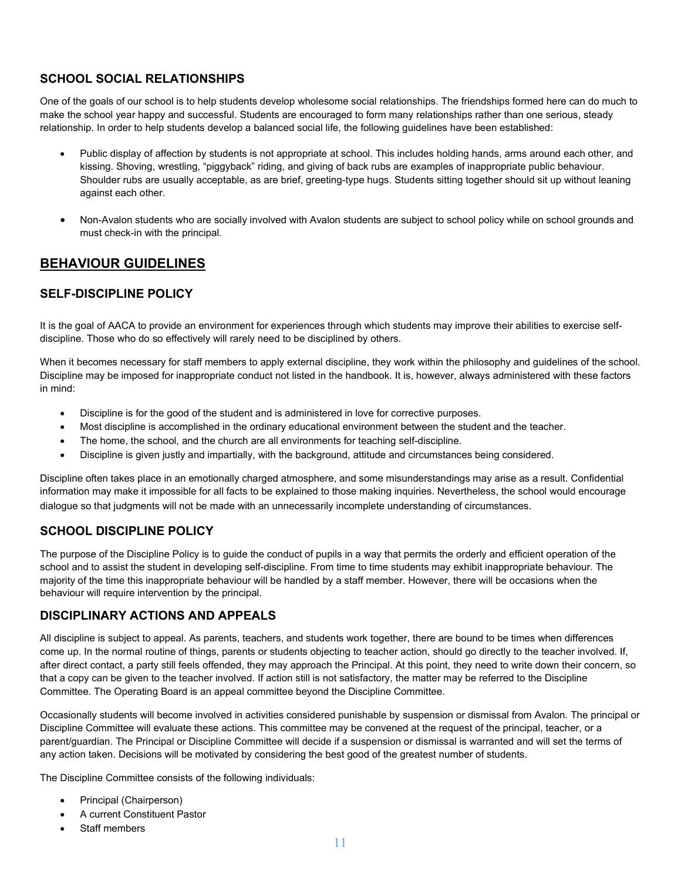### SCHOOL SOCIAL RELATIONSHIPS

One of the goals of our school is to help students develop wholesome social relationships. The friendships formed here can do much to make the school year happy and successful. Students are encouraged to form many relationships rather than one serious, steady relationship. In order to help students develop a balanced social life, the following guidelines have been established:

- Public display of affection by students is not appropriate at school. This includes holding hands, arms around each other, and kissing. Shoving, wrestling, "piggyback" riding, and giving of back rubs are examples of inappropriate public behaviour. Shoulder rubs are usually acceptable, as are brief, greeting-type hugs. Students sitting together should sit up without leaning against each other.

- Non-Avalon students who are socially involved with Avalon students are subject to school policy while on school grounds and must check-in with the principal.

## BEHAVIOUR GUIDELINES

### SELF-DISCIPLINE POLICY

It is the goal of AACA to provide an environment for experiences through which students may improve their abilities to exercise self-discipline. Those who do so effectively will rarely need to be disciplined by others.

When it becomes necessary for staff members to apply external discipline, they work within the philosophy and guidelines of the school. Discipline may be imposed for inappropriate conduct not listed in the handbook. It is, however, always administered with these factors in mind:

- Discipline is for the good of the student and is administered in love for corrective purposes.
- Most discipline is accomplished in the ordinary educational environment between the student and the teacher.
- The home, the school, and the church are all environments for teaching self-discipline.
- Discipline is given justly and impartially, with the background, attitude and circumstances being considered.

Discipline often takes place in an emotionally charged atmosphere, and some misunderstandings may arise as a result. Confidential information may make it impossible for all facts to be explained to those making inquiries. Nevertheless, the school would encourage dialogue so that judgments will not be made with an unnecessarily incomplete understanding of circumstances.

### SCHOOL DISCIPLINE POLICY

The purpose of the Discipline Policy is to guide the conduct of pupils in a way that permits the orderly and efficient operation of the school and to assist the student in developing self-discipline. From time to time students may exhibit inappropriate behaviour. The majority of the time this inappropriate behaviour will be handled by a staff member. However, there will be occasions when the behaviour will require intervention by the principal.

### DISCIPLINARY ACTIONS AND APPEALS

All discipline is subject to appeal. As parents, teachers, and students work together, there are bound to be times when differences come up. In the normal routine of things, parents or students objecting to teacher action, should go directly to the teacher involved. If, after direct contact, a party still feels offended, they may approach the Principal. At this point, they need to write down their concern, so that a copy can be given to the teacher involved. If action still is not satisfactory, the matter may be referred to the Discipline Committee. The Operating Board is an appeal committee beyond the Discipline Committee.

Occasionally students will become involved in activities considered punishable by suspension or dismissal from Avalon. The principal or Discipline Committee will evaluate these actions. This committee may be convened at the request of the principal, teacher, or a parent/guardian. The Principal or Discipline Committee will decide if a suspension or dismissal is warranted and will set the terms of any action taken. Decisions will be motivated by considering the best good of the greatest number of students.

The Discipline Committee consists of the following individuals:

- Principal (Chairperson)
- A current Constituent Pastor
- Staff members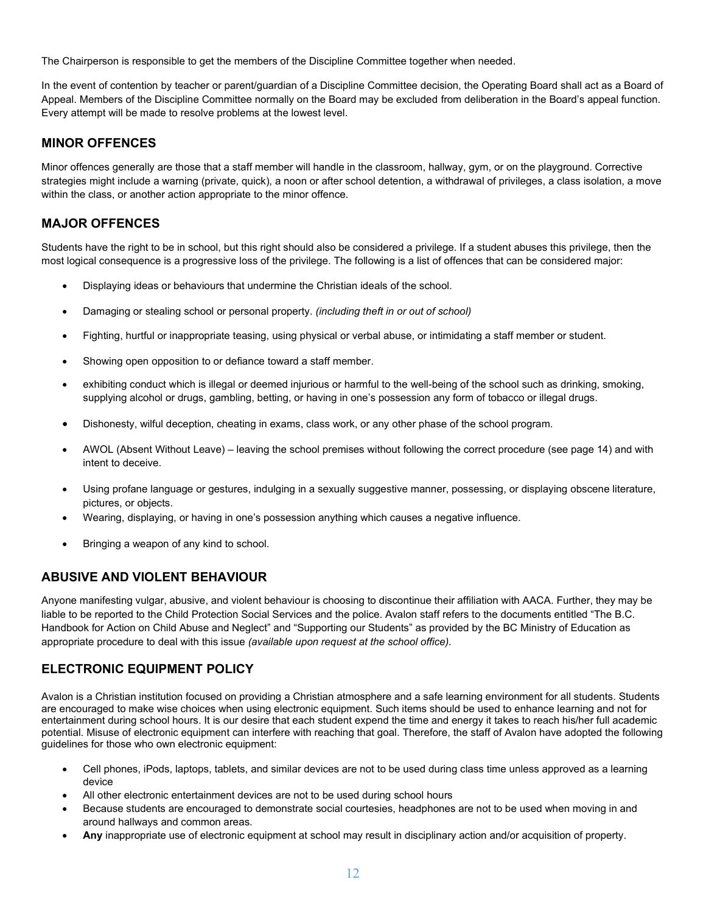The Chairperson is responsible to get the members of the Discipline Committee together when needed.

In the event of contention by teacher or parent/guardian of a Discipline Committee decision, the Operating Board shall act as a Board of Appeal. Members of the Discipline Committee normally on the Board may be excluded from deliberation in the Board's appeal function. Every attempt will be made to resolve problems at the lowest level.

## MINOR OFFENCES

Minor offences generally are those that a staff member will handle in the classroom, hallway, gym, or on the playground. Corrective strategies might include a warning (private, quick), a noon or after school detention, a withdrawal of privileges, a class isolation, a move within the class, or another action appropriate to the minor offence.

## MAJOR OFFENCES

Students have the right to be in school, but this right should also be considered a privilege. If a student abuses this privilege, then the most logical consequence is a progressive loss of the privilege. The following is a list of offences that can be considered major:

- Displaying ideas or behaviours that undermine the Christian ideals of the school.
- Damaging or stealing school or personal property. *(including theft in or out of school)*
- Fighting, hurtful or inappropriate teasing, using physical or verbal abuse, or intimidating a staff member or student.
- Showing open opposition to or defiance toward a staff member.
- exhibiting conduct which is illegal or deemed injurious or harmful to the well-being of the school such as drinking, smoking, supplying alcohol or drugs, gambling, betting, or having in one's possession any form of tobacco or illegal drugs.
- Dishonesty, wilful deception, cheating in exams, class work, or any other phase of the school program.
- AWOL (Absent Without Leave) – leaving the school premises without following the correct procedure (see page 14) and with intent to deceive.
- Using profane language or gestures, indulging in a sexually suggestive manner, possessing, or displaying obscene literature, pictures, or objects.
- Wearing, displaying, or having in one's possession anything which causes a negative influence.
- Bringing a weapon of any kind to school.

## ABUSIVE AND VIOLENT BEHAVIOUR

Anyone manifesting vulgar, abusive, and violent behaviour is choosing to discontinue their affiliation with AACA. Further, they may be liable to be reported to the Child Protection Social Services and the police. Avalon staff refers to the documents entitled "The B.C. Handbook for Action on Child Abuse and Neglect" and "Supporting our Students" as provided by the BC Ministry of Education as appropriate procedure to deal with this issue *(available upon request at the school office).*

## ELECTRONIC EQUIPMENT POLICY

Avalon is a Christian institution focused on providing a Christian atmosphere and a safe learning environment for all students. Students are encouraged to make wise choices when using electronic equipment. Such items should be used to enhance learning and not for entertainment during school hours. It is our desire that each student expend the time and energy it takes to reach his/her full academic potential. Misuse of electronic equipment can interfere with reaching that goal. Therefore, the staff of Avalon have adopted the following guidelines for those who own electronic equipment:

- Cell phones, iPods, laptops, tablets, and similar devices are not to be used during class time unless approved as a learning device
- All other electronic entertainment devices are not to be used during school hours
- Because students are encouraged to demonstrate social courtesies, headphones are not to be used when moving in and around hallways and common areas.
- **Any** inappropriate use of electronic equipment at school may result in disciplinary action and/or acquisition of property.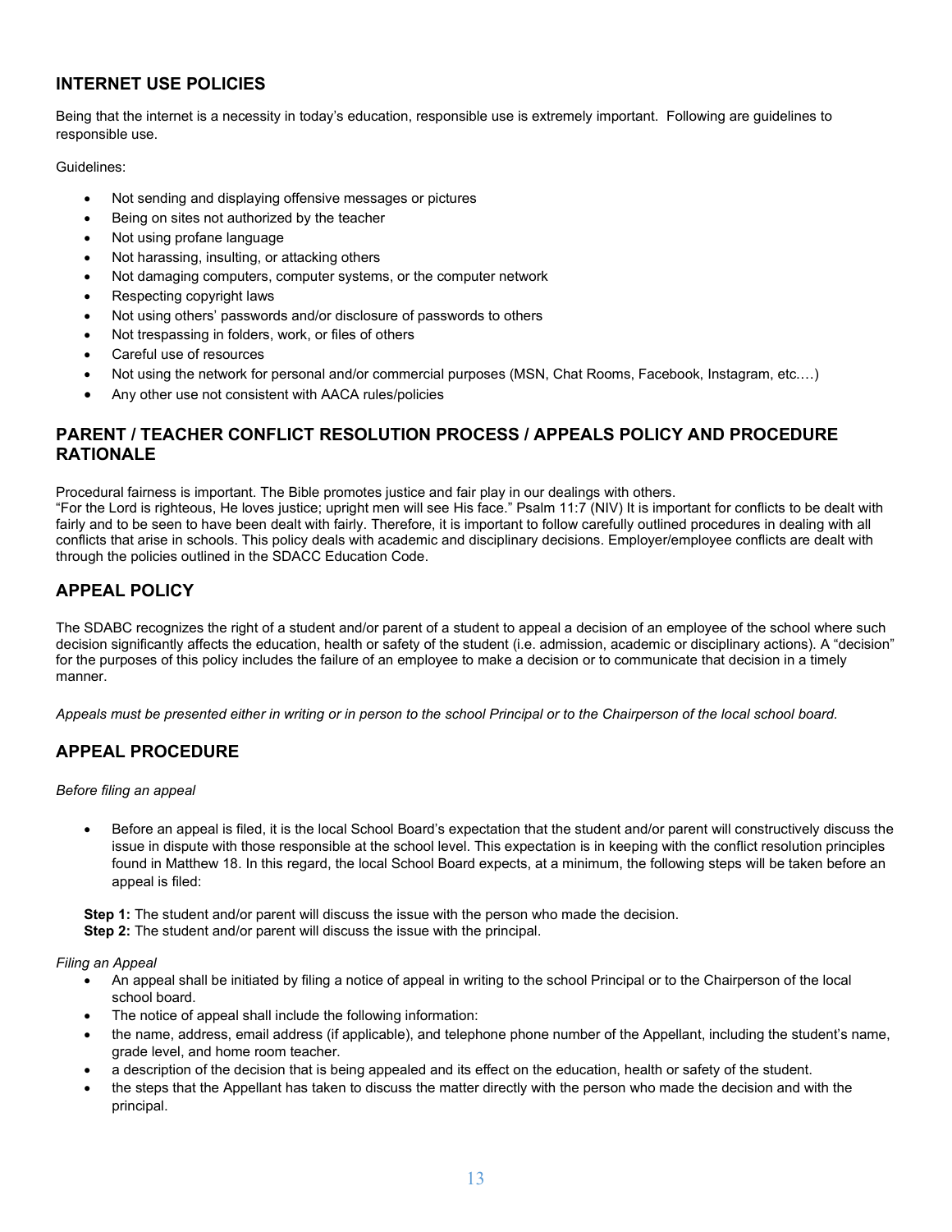## INTERNET USE POLICIES

Being that the internet is a necessity in today's education, responsible use is extremely important. Following are guidelines to responsible use.

Guidelines:

- Not sending and displaying offensive messages or pictures
- Being on sites not authorized by the teacher
- Not using profane language
- Not harassing, insulting, or attacking others
- Not damaging computers, computer systems, or the computer network
- Respecting copyright laws
- Not using others' passwords and/or disclosure of passwords to others
- Not trespassing in folders, work, or files of others
- Careful use of resources
- Not using the network for personal and/or commercial purposes (MSN, Chat Rooms, Facebook, Instagram, etc.…)
- Any other use not consistent with AACA rules/policies

## PARENT / TEACHER CONFLICT RESOLUTION PROCESS / APPEALS POLICY AND PROCEDURE RATIONALE

Procedural fairness is important. The Bible promotes justice and fair play in our dealings with others.
"For the Lord is righteous, He loves justice; upright men will see His face." Psalm 11:7 (NIV) It is important for conflicts to be dealt with fairly and to be seen to have been dealt with fairly. Therefore, it is important to follow carefully outlined procedures in dealing with all conflicts that arise in schools. This policy deals with academic and disciplinary decisions. Employer/employee conflicts are dealt with through the policies outlined in the SDACC Education Code.

## APPEAL POLICY

The SDABC recognizes the right of a student and/or parent of a student to appeal a decision of an employee of the school where such decision significantly affects the education, health or safety of the student (i.e. admission, academic or disciplinary actions). A "decision" for the purposes of this policy includes the failure of an employee to make a decision or to communicate that decision in a timely manner.

*Appeals must be presented either in writing or in person to the school Principal or to the Chairperson of the local school board.*

## APPEAL PROCEDURE

*Before filing an appeal*

- Before an appeal is filed, it is the local School Board's expectation that the student and/or parent will constructively discuss the issue in dispute with those responsible at the school level. This expectation is in keeping with the conflict resolution principles found in Matthew 18. In this regard, the local School Board expects, at a minimum, the following steps will be taken before an appeal is filed:

**Step 1:** The student and/or parent will discuss the issue with the person who made the decision.
**Step 2:** The student and/or parent will discuss the issue with the principal.

*Filing an Appeal*

- An appeal shall be initiated by filing a notice of appeal in writing to the school Principal or to the Chairperson of the local school board.
- The notice of appeal shall include the following information:
- the name, address, email address (if applicable), and telephone phone number of the Appellant, including the student's name, grade level, and home room teacher.
- a description of the decision that is being appealed and its effect on the education, health or safety of the student.
- the steps that the Appellant has taken to discuss the matter directly with the person who made the decision and with the principal.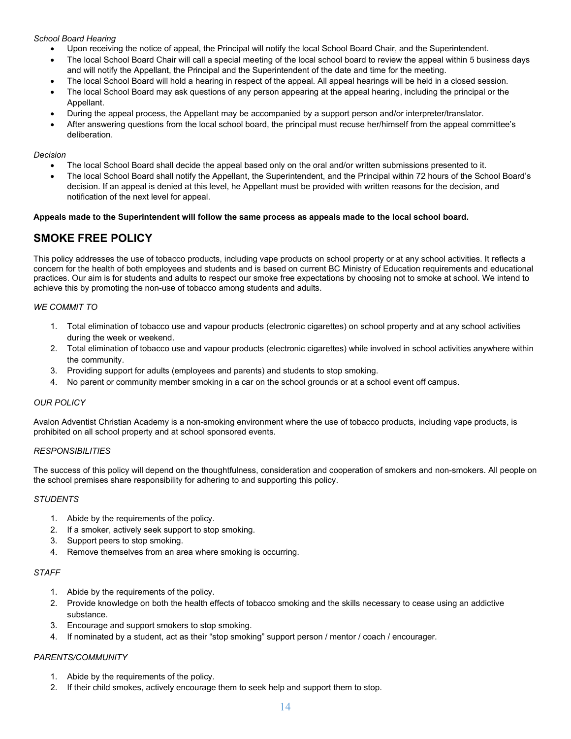*School Board Hearing*

- Upon receiving the notice of appeal, the Principal will notify the local School Board Chair, and the Superintendent.
- The local School Board Chair will call a special meeting of the local school board to review the appeal within 5 business days and will notify the Appellant, the Principal and the Superintendent of the date and time for the meeting.
- The local School Board will hold a hearing in respect of the appeal. All appeal hearings will be held in a closed session.
- The local School Board may ask questions of any person appearing at the appeal hearing, including the principal or the Appellant.
- During the appeal process, the Appellant may be accompanied by a support person and/or interpreter/translator.
- After answering questions from the local school board, the principal must recuse her/himself from the appeal committee's deliberation.

*Decision*

- The local School Board shall decide the appeal based only on the oral and/or written submissions presented to it.
- The local School Board shall notify the Appellant, the Superintendent, and the Principal within 72 hours of the School Board's decision. If an appeal is denied at this level, he Appellant must be provided with written reasons for the decision, and notification of the next level for appeal.

**Appeals made to the Superintendent will follow the same process as appeals made to the local school board.**

## SMOKE FREE POLICY

This policy addresses the use of tobacco products, including vape products on school property or at any school activities. It reflects a concern for the health of both employees and students and is based on current BC Ministry of Education requirements and educational practices. Our aim is for students and adults to respect our smoke free expectations by choosing not to smoke at school. We intend to achieve this by promoting the non-use of tobacco among students and adults.

*WE COMMIT TO*

1. Total elimination of tobacco use and vapour products (electronic cigarettes) on school property and at any school activities during the week or weekend.
2. Total elimination of tobacco use and vapour products (electronic cigarettes) while involved in school activities anywhere within the community.
3. Providing support for adults (employees and parents) and students to stop smoking.
4. No parent or community member smoking in a car on the school grounds or at a school event off campus.

*OUR POLICY*

Avalon Adventist Christian Academy is a non-smoking environment where the use of tobacco products, including vape products, is prohibited on all school property and at school sponsored events.

*RESPONSIBILITIES*

The success of this policy will depend on the thoughtfulness, consideration and cooperation of smokers and non-smokers. All people on the school premises share responsibility for adhering to and supporting this policy.

*STUDENTS*

1. Abide by the requirements of the policy.
2. If a smoker, actively seek support to stop smoking.
3. Support peers to stop smoking.
4. Remove themselves from an area where smoking is occurring.

*STAFF*

1. Abide by the requirements of the policy.
2. Provide knowledge on both the health effects of tobacco smoking and the skills necessary to cease using an addictive substance.
3. Encourage and support smokers to stop smoking.
4. If nominated by a student, act as their "stop smoking" support person / mentor / coach / encourager.

*PARENTS/COMMUNITY*

1. Abide by the requirements of the policy.
2. If their child smokes, actively encourage them to seek help and support them to stop.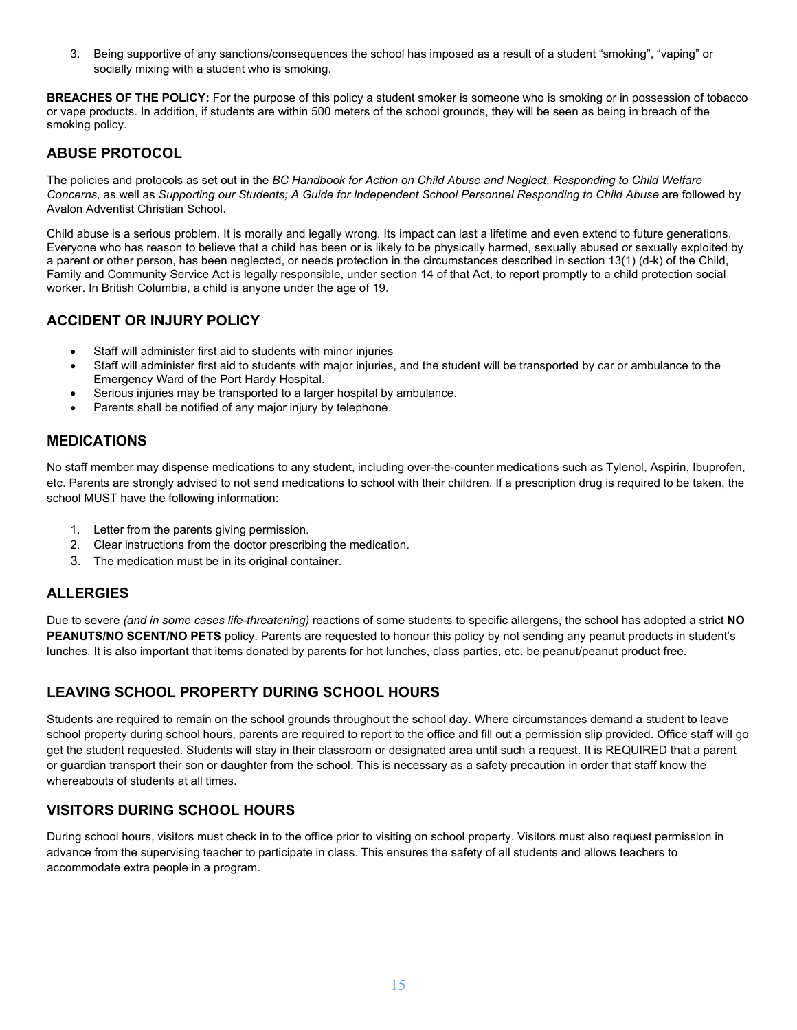3. Being supportive of any sanctions/consequences the school has imposed as a result of a student "smoking", "vaping" or socially mixing with a student who is smoking.

**BREACHES OF THE POLICY:** For the purpose of this policy a student smoker is someone who is smoking or in possession of tobacco or vape products. In addition, if students are within 500 meters of the school grounds, they will be seen as being in breach of the smoking policy.

## ABUSE PROTOCOL

The policies and protocols as set out in the *BC Handbook for Action on Child Abuse and Neglect*, *Responding to Child Welfare Concerns,* as well as *Supporting our Students; A Guide for Independent School Personnel Responding to Child Abuse* are followed by Avalon Adventist Christian School.

Child abuse is a serious problem. It is morally and legally wrong. Its impact can last a lifetime and even extend to future generations. Everyone who has reason to believe that a child has been or is likely to be physically harmed, sexually abused or sexually exploited by a parent or other person, has been neglected, or needs protection in the circumstances described in section 13(1) (d-k) of the Child, Family and Community Service Act is legally responsible, under section 14 of that Act, to report promptly to a child protection social worker. In British Columbia, a child is anyone under the age of 19.

## ACCIDENT OR INJURY POLICY

- Staff will administer first aid to students with minor injuries
- Staff will administer first aid to students with major injuries, and the student will be transported by car or ambulance to the Emergency Ward of the Port Hardy Hospital.
- Serious injuries may be transported to a larger hospital by ambulance.
- Parents shall be notified of any major injury by telephone.

## MEDICATIONS

No staff member may dispense medications to any student, including over-the-counter medications such as Tylenol, Aspirin, Ibuprofen, etc. Parents are strongly advised to not send medications to school with their children. If a prescription drug is required to be taken, the school MUST have the following information:

1. Letter from the parents giving permission.
2. Clear instructions from the doctor prescribing the medication.
3. The medication must be in its original container.

## ALLERGIES

Due to severe *(and in some cases life-threatening)* reactions of some students to specific allergens, the school has adopted a strict **NO PEANUTS/NO SCENT/NO PETS** policy. Parents are requested to honour this policy by not sending any peanut products in student's lunches. It is also important that items donated by parents for hot lunches, class parties, etc. be peanut/peanut product free.

## LEAVING SCHOOL PROPERTY DURING SCHOOL HOURS

Students are required to remain on the school grounds throughout the school day. Where circumstances demand a student to leave school property during school hours, parents are required to report to the office and fill out a permission slip provided. Office staff will go get the student requested. Students will stay in their classroom or designated area until such a request. It is REQUIRED that a parent or guardian transport their son or daughter from the school. This is necessary as a safety precaution in order that staff know the whereabouts of students at all times.

## VISITORS DURING SCHOOL HOURS

During school hours, visitors must check in to the office prior to visiting on school property. Visitors must also request permission in advance from the supervising teacher to participate in class. This ensures the safety of all students and allows teachers to accommodate extra people in a program.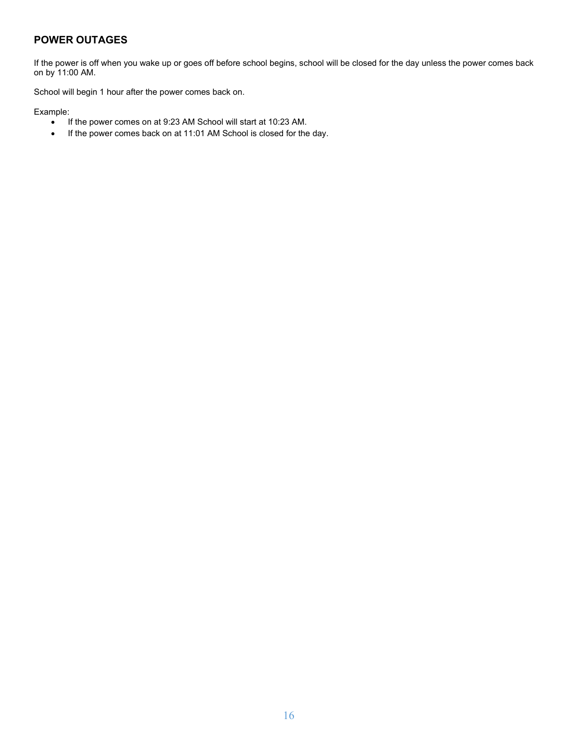## POWER OUTAGES

If the power is off when you wake up or goes off before school begins, school will be closed for the day unless the power comes back on by 11:00 AM.

School will begin 1 hour after the power comes back on.

Example:

- If the power comes on at 9:23 AM School will start at 10:23 AM.
- If the power comes back on at 11:01 AM School is closed for the day.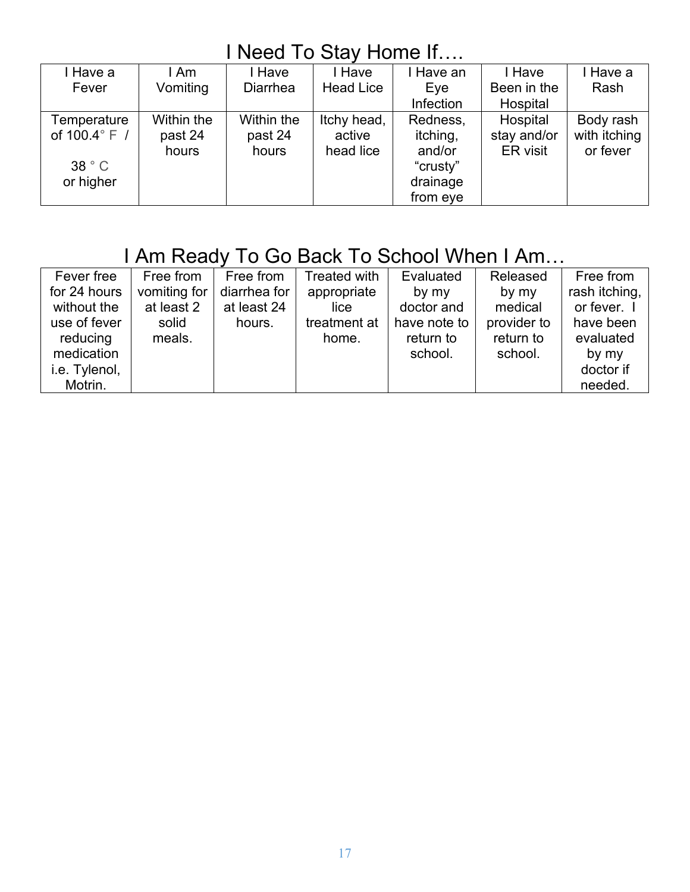## I Need To Stay Home If….

| I Have a Fever | I Am Vomiting | I Have Diarrhea | I Have Head Lice | I Have an Eye Infection | I Have Been in the Hospital | I Have a Rash |
|---|---|---|---|---|---|---|
| Temperature of 100.4° F / 38 ° C or higher | Within the past 24 hours | Within the past 24 hours | Itchy head, active head lice | Redness, itching, and/or “crusty” drainage from eye | Hospital stay and/or ER visit | Body rash with itching or fever |

## I Am Ready To Go Back To School When I Am…

| | | | | | | |
|---|---|---|---|---|---|---|
| Fever free for 24 hours without the use of fever reducing medication i.e. Tylenol, Motrin. | Free from vomiting for at least 2 solid meals. | Free from diarrhea for at least 24 hours. | Treated with appropriate lice treatment at home. | Evaluated by my doctor and have note to return to school. | Released by my medical provider to return to school. | Free from rash itching, or fever. I have been evaluated by my doctor if needed. |